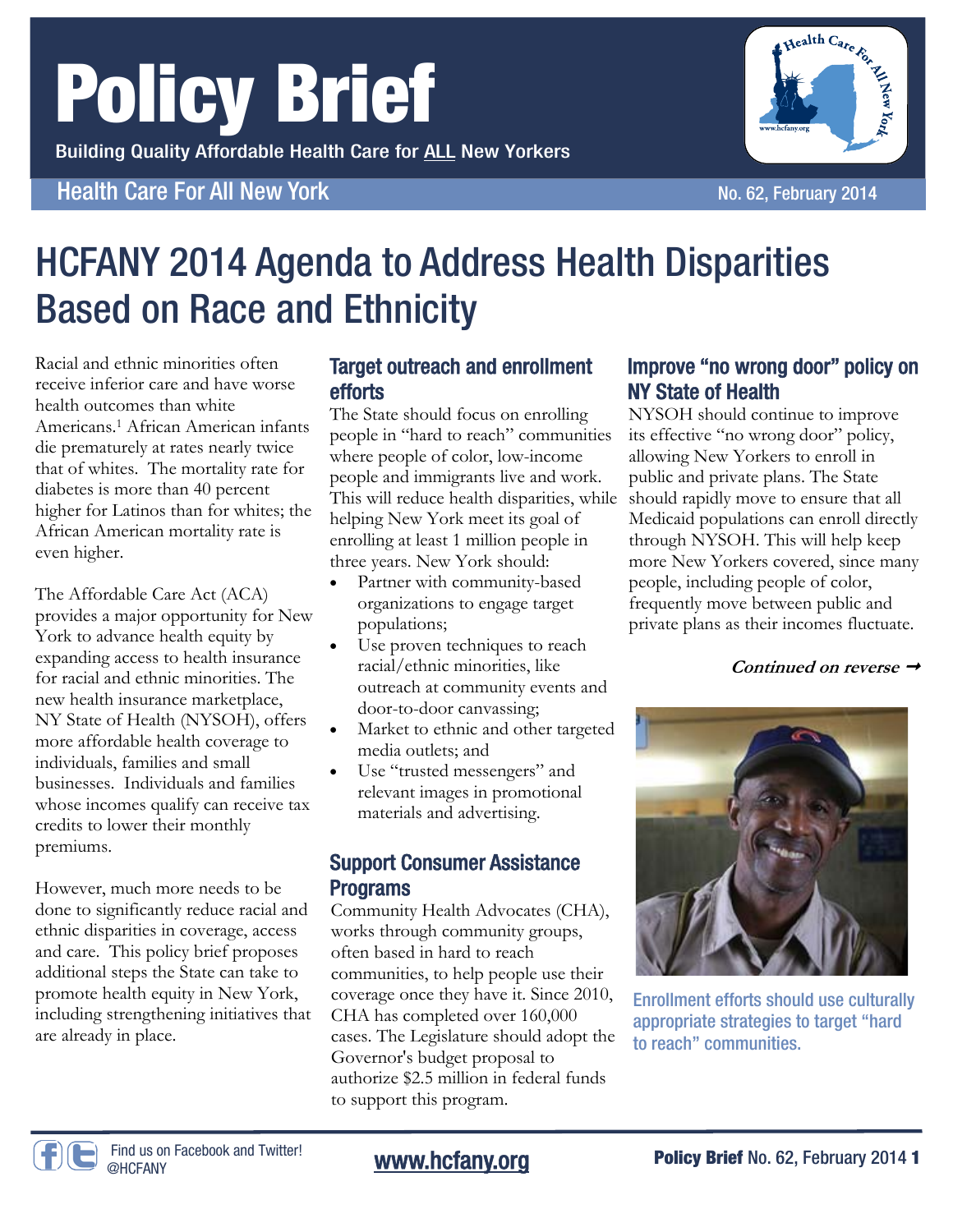# Policy Brief

Building Quality Affordable Health Care for ALL New Yorkers

Health Care For All New York — No. 62, February 2014

## HCFANY 2014 Agenda to Address Health Disparities Based on Race and Ethnicity

Racial and ethnic minorities often receive inferior care and have worse health outcomes than white Americans.[1] African American infants die prematurely at rates nearly twice that of whites. The mortality rate for diabetes is more than 40 percent higher for Latinos than for whites; the African American mortality rate is even higher.

The Affordable Care Act (ACA) provides a major opportunity for New York to advance health equity by expanding access to health insurance for racial and ethnic minorities. The new health insurance marketplace, NY State of Health (NYSOH), offers more affordable health coverage to individuals, families and small businesses. Individuals and families whose incomes qualify can receive tax credits to lower their monthly premiums.

However, much more needs to be done to significantly reduce racial and ethnic disparities in coverage, access and care. This policy brief proposes additional steps the State can take to promote health equity in New York, including strengthening initiatives that are already in place.

### Target outreach and enrollment efforts

The State should focus on enrolling people in "hard to reach" communities where people of color, low-income people and immigrants live and work. This will reduce health disparities, while helping New York meet its goal of enrolling at least 1 million people in three years. New York should:

- Partner with community-based organizations to engage target populations;
- Use proven techniques to reach racial/ethnic minorities, like outreach at community events and door-to-door canvassing;
- Market to ethnic and other targeted media outlets; and
- Use "trusted messengers" and relevant images in promotional materials and advertising.

### Support Consumer Assistance Programs

Community Health Advocates (CHA), works through community groups, often based in hard to reach communities, to help people use their coverage once they have it. Since 2010, CHA has completed over 160,000 cases. The Legislature should adopt the Governor's budget proposal to authorize $2.5 million in federal funds to support this program.

### Improve "no wrong door" policy on NY State of Health

NYSOH should continue to improve its effective "no wrong door" policy, allowing New Yorkers to enroll in public and private plans. The State should rapidly move to ensure that all Medicaid populations can enroll directly through NYSOH. This will help keep more New Yorkers covered, since many people, including people of color, frequently move between public and private plans as their incomes fluctuate.

***Continued on reverse →***

Enrollment efforts should use culturally appropriate strategies to target "hard to reach" communities.

Find us on Facebook and Twitter! @HCFANY

www.hcfany.org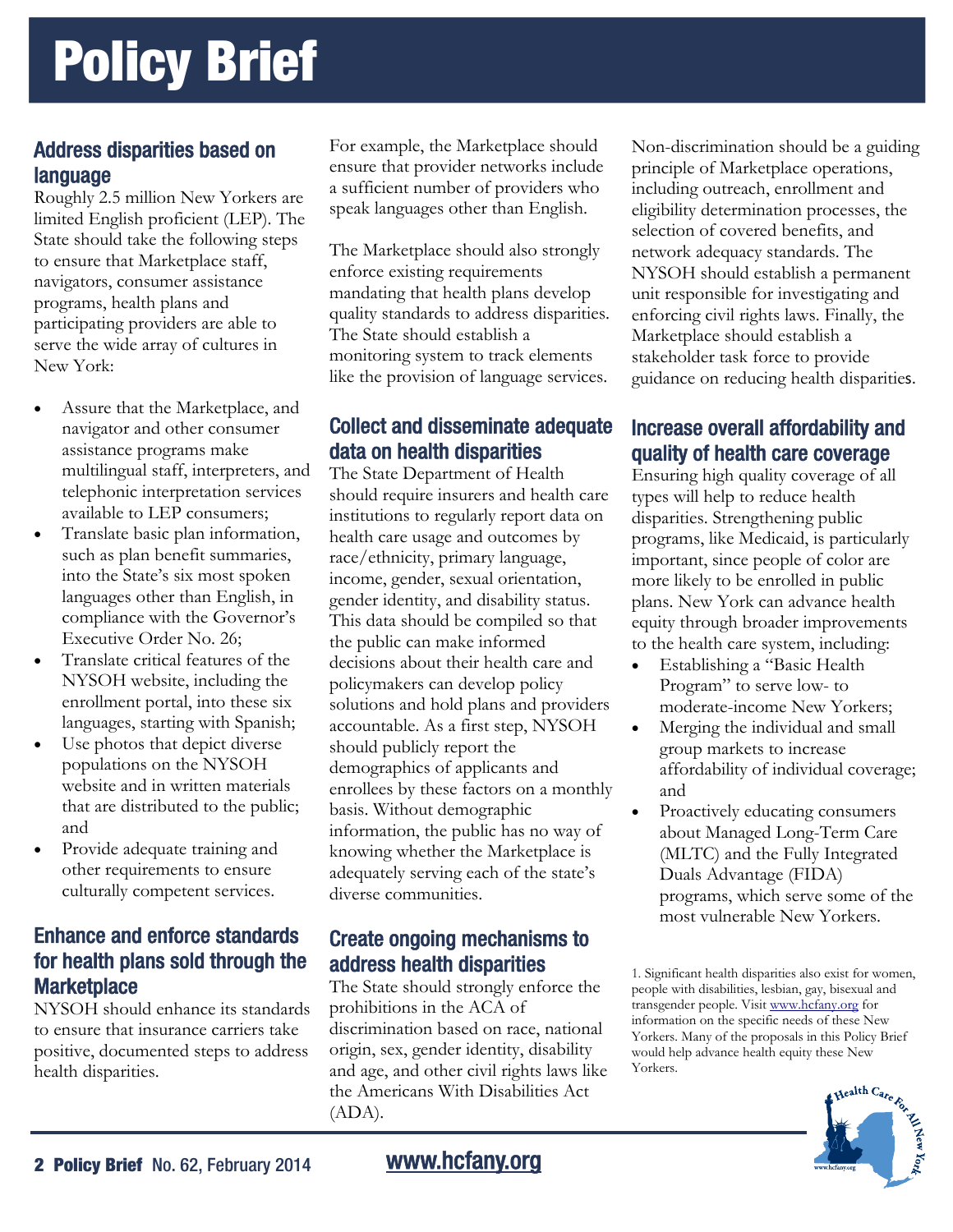## Address disparities based on language

Roughly 2.5 million New Yorkers are limited English proficient (LEP). The State should take the following steps to ensure that Marketplace staff, navigators, consumer assistance programs, health plans and participating providers are able to serve the wide array of cultures in New York:

- Assure that the Marketplace, and navigator and other consumer assistance programs make multilingual staff, interpreters, and telephonic interpretation services available to LEP consumers;
- Translate basic plan information, such as plan benefit summaries, into the State's six most spoken languages other than English, in compliance with the Governor's Executive Order No. 26;
- Translate critical features of the NYSOH website, including the enrollment portal, into these six languages, starting with Spanish;
- Use photos that depict diverse populations on the NYSOH website and in written materials that are distributed to the public; and
- Provide adequate training and other requirements to ensure culturally competent services.

## Enhance and enforce standards for health plans sold through the Marketplace

NYSOH should enhance its standards to ensure that insurance carriers take positive, documented steps to address health disparities. For example, the Marketplace should ensure that provider networks include a sufficient number of providers who speak languages other than English.

The Marketplace should also strongly enforce existing requirements mandating that health plans develop quality standards to address disparities. The State should establish a monitoring system to track elements like the provision of language services.

## Collect and disseminate adequate data on health disparities

The State Department of Health should require insurers and health care institutions to regularly report data on health care usage and outcomes by race/ethnicity, primary language, income, gender, sexual orientation, gender identity, and disability status. This data should be compiled so that the public can make informed decisions about their health care and policymakers can develop policy solutions and hold plans and providers accountable. As a first step, NYSOH should publicly report the demographics of applicants and enrollees by these factors on a monthly basis. Without demographic information, the public has no way of knowing whether the Marketplace is adequately serving each of the state's diverse communities.

## Create ongoing mechanisms to address health disparities

The State should strongly enforce the prohibitions in the ACA of discrimination based on race, national origin, sex, gender identity, disability and age, and other civil rights laws like the Americans With Disabilities Act (ADA). Non-discrimination should be a guiding principle of Marketplace operations, including outreach, enrollment and eligibility determination processes, the selection of covered benefits, and network adequacy standards. The NYSOH should establish a permanent unit responsible for investigating and enforcing civil rights laws. Finally, the Marketplace should establish a stakeholder task force to provide guidance on reducing health disparities.

## Increase overall affordability and quality of health care coverage

Ensuring high quality coverage of all types will help to reduce health disparities. Strengthening public programs, like Medicaid, is particularly important, since people of color are more likely to be enrolled in public plans. New York can advance health equity through broader improvements to the health care system, including:

- Establishing a "Basic Health Program" to serve low- to moderate-income New Yorkers;
- Merging the individual and small group markets to increase affordability of individual coverage; and
- Proactively educating consumers about Managed Long-Term Care (MLTC) and the Fully Integrated Duals Advantage (FIDA) programs, which serve some of the most vulnerable New Yorkers.

1. Significant health disparities also exist for women, people with disabilities, lesbian, gay, bisexual and transgender people. Visit www.hcfany.org for information on the specific needs of these New Yorkers. Many of the proposals in this Policy Brief would help advance health equity these New Yorkers.